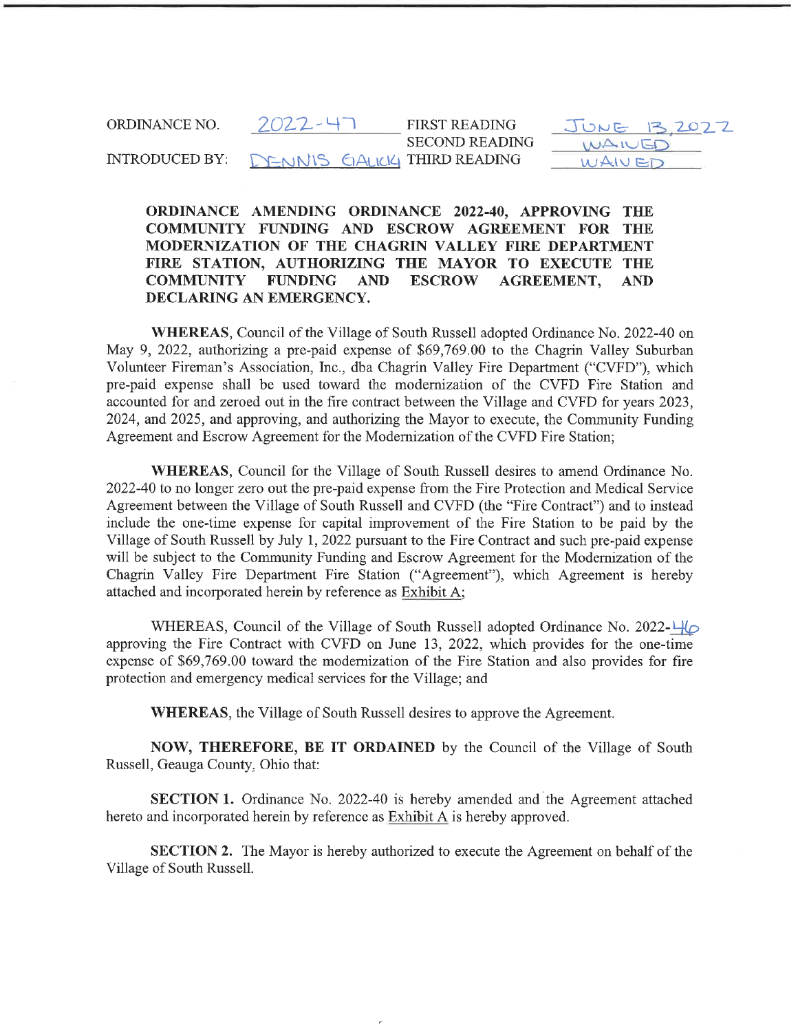ORDINANCE NO. 2022-47 FIRST READING JUNE 13, 2022

SECOND READING WAIVED

INTRODUCED BY: DENNIS GALICK THIRD READING WAIVED

**ORDINANCE AMENDING ORDINANCE 2022-40, APPROVING THE COMMUNITY FUNDING AND ESCROW AGREEMENT FOR THE MODERNIZATION OF THE CHAGRIN VALLEY FIRE DEPARTMENT FIRE STATION, AUTHORIZING THE MAYOR TO EXECUTE THE COMMUNITY FUNDING AND ESCROW AGREEMENT, AND DECLARING AN EMERGENCY.**

**WHEREAS**, Council of the Village of South Russell adopted Ordinance No. 2022-40 on May 9, 2022, authorizing a pre-paid expense of $69,769.00 to the Chagrin Valley Suburban Volunteer Fireman's Association, Inc., dba Chagrin Valley Fire Department ("CVFD"), which pre-paid expense shall be used toward the modernization of the CVFD Fire Station and accounted for and zeroed out in the fire contract between the Village and CVFD for years 2023, 2024, and 2025, and approving, and authorizing the Mayor to execute, the Community Funding Agreement and Escrow Agreement for the Modernization of the CVFD Fire Station;

**WHEREAS**, Council for the Village of South Russell desires to amend Ordinance No. 2022-40 to no longer zero out the pre-paid expense from the Fire Protection and Medical Service Agreement between the Village of South Russell and CVFD (the "Fire Contract") and to instead include the one-time expense for capital improvement of the Fire Station to be paid by the Village of South Russell by July 1, 2022 pursuant to the Fire Contract and such pre-paid expense will be subject to the Community Funding and Escrow Agreement for the Modernization of the Chagrin Valley Fire Department Fire Station ("Agreement"), which Agreement is hereby attached and incorporated herein by reference as Exhibit A;

WHEREAS, Council of the Village of South Russell adopted Ordinance No. 2022-46 approving the Fire Contract with CVFD on June 13, 2022, which provides for the one-time expense of $69,769.00 toward the modernization of the Fire Station and also provides for fire protection and emergency medical services for the Village; and

**WHEREAS**, the Village of South Russell desires to approve the Agreement.

**NOW, THEREFORE, BE IT ORDAINED** by the Council of the Village of South Russell, Geauga County, Ohio that:

**SECTION 1.** Ordinance No. 2022-40 is hereby amended and the Agreement attached hereto and incorporated herein by reference as Exhibit A is hereby approved.

**SECTION 2.** The Mayor is hereby authorized to execute the Agreement on behalf of the Village of South Russell.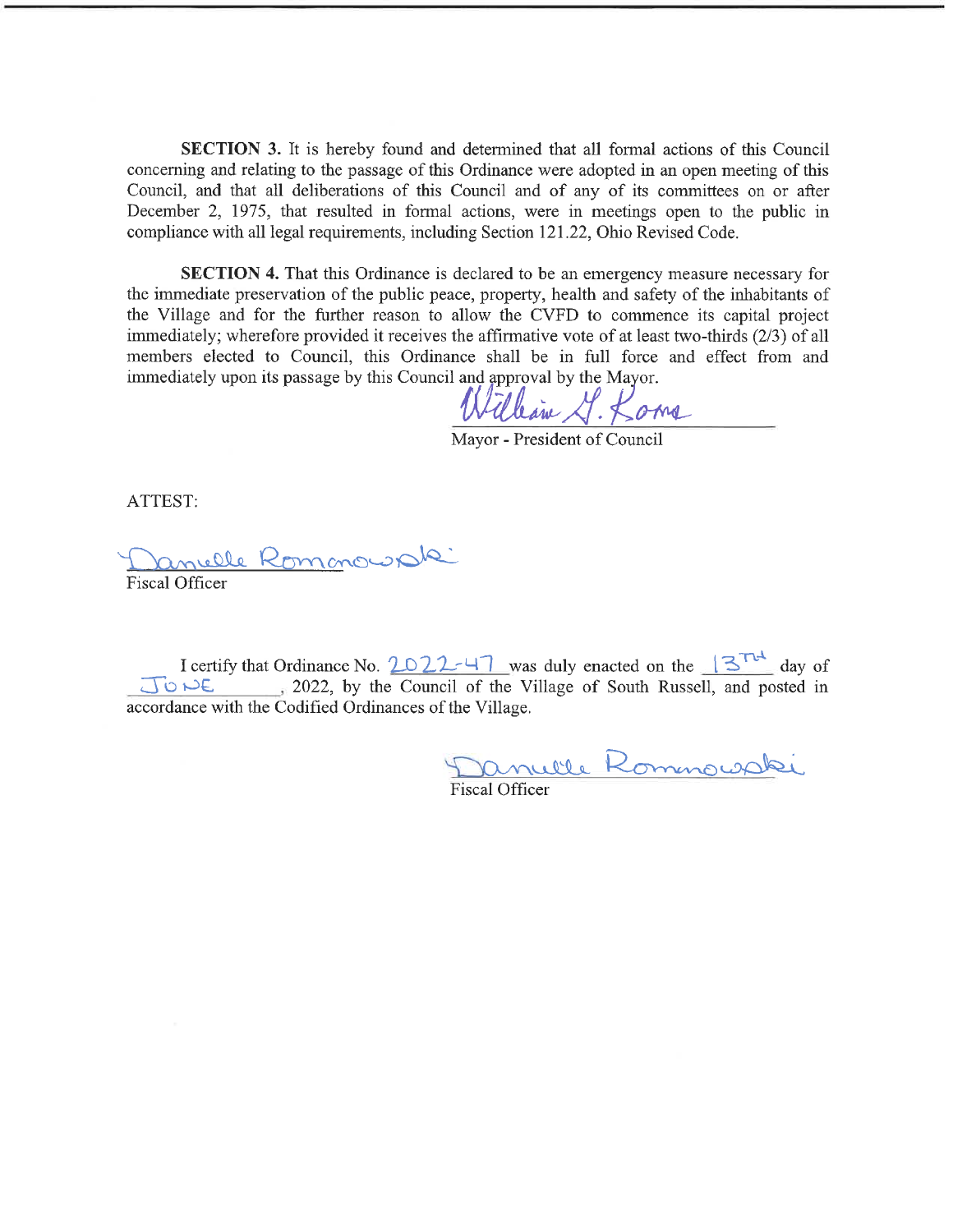**SECTION 3.** It is hereby found and determined that all formal actions of this Council concerning and relating to the passage of this Ordinance were adopted in an open meeting of this Council, and that all deliberations of this Council and of any of its committees on or after December 2, 1975, that resulted in formal actions, were in meetings open to the public in compliance with all legal requirements, including Section 121.22, Ohio Revised Code.

**SECTION 4.** That this Ordinance is declared to be an emergency measure necessary for the immediate preservation of the public peace, property, health and safety of the inhabitants of the Village and for the further reason to allow the CVFD to commence its capital project immediately; wherefore provided it receives the affirmative vote of at least two-thirds (2/3) of all members elected to Council, this Ordinance shall be in full force and effect from and immediately upon its passage by this Council and approval by the Mayor.

William G. Koons
Mayor - President of Council

ATTEST:

Danielle Romanowski
Fiscal Officer

I certify that Ordinance No. 2022-47 was duly enacted on the 13TH day of JUNE, 2022, by the Council of the Village of South Russell, and posted in accordance with the Codified Ordinances of the Village.

Danielle Romanowski
Fiscal Officer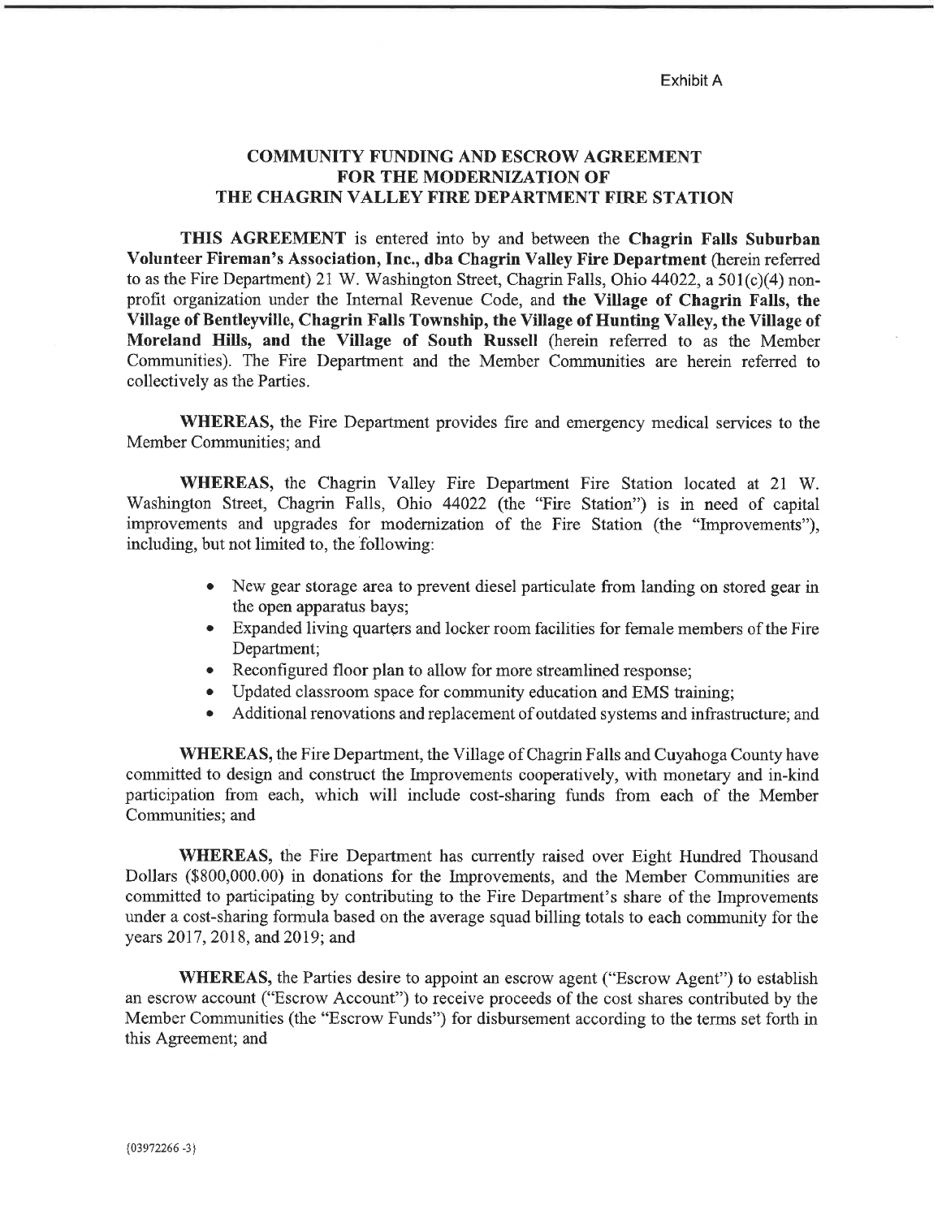Exhibit A

# COMMUNITY FUNDING AND ESCROW AGREEMENT FOR THE MODERNIZATION OF THE CHAGRIN VALLEY FIRE DEPARTMENT FIRE STATION

**THIS AGREEMENT** is entered into by and between the **Chagrin Falls Suburban Volunteer Fireman's Association, Inc., dba Chagrin Valley Fire Department** (herein referred to as the Fire Department) 21 W. Washington Street, Chagrin Falls, Ohio 44022, a 501(c)(4) non-profit organization under the Internal Revenue Code, and **the Village of Chagrin Falls, the Village of Bentleyville, Chagrin Falls Township, the Village of Hunting Valley, the Village of Moreland Hills, and the Village of South Russell** (herein referred to as the Member Communities). The Fire Department and the Member Communities are herein referred to collectively as the Parties.

**WHEREAS,** the Fire Department provides fire and emergency medical services to the Member Communities; and

**WHEREAS,** the Chagrin Valley Fire Department Fire Station located at 21 W. Washington Street, Chagrin Falls, Ohio 44022 (the "Fire Station") is in need of capital improvements and upgrades for modernization of the Fire Station (the "Improvements"), including, but not limited to, the following:

- New gear storage area to prevent diesel particulate from landing on stored gear in the open apparatus bays;
- Expanded living quarters and locker room facilities for female members of the Fire Department;
- Reconfigured floor plan to allow for more streamlined response;
- Updated classroom space for community education and EMS training;
- Additional renovations and replacement of outdated systems and infrastructure; and

**WHEREAS,** the Fire Department, the Village of Chagrin Falls and Cuyahoga County have committed to design and construct the Improvements cooperatively, with monetary and in-kind participation from each, which will include cost-sharing funds from each of the Member Communities; and

**WHEREAS,** the Fire Department has currently raised over Eight Hundred Thousand Dollars ($800,000.00) in donations for the Improvements, and the Member Communities are committed to participating by contributing to the Fire Department's share of the Improvements under a cost-sharing formula based on the average squad billing totals to each community for the years 2017, 2018, and 2019; and

**WHEREAS,** the Parties desire to appoint an escrow agent ("Escrow Agent") to establish an escrow account ("Escrow Account") to receive proceeds of the cost shares contributed by the Member Communities (the "Escrow Funds") for disbursement according to the terms set forth in this Agreement; and

{03972266 -3}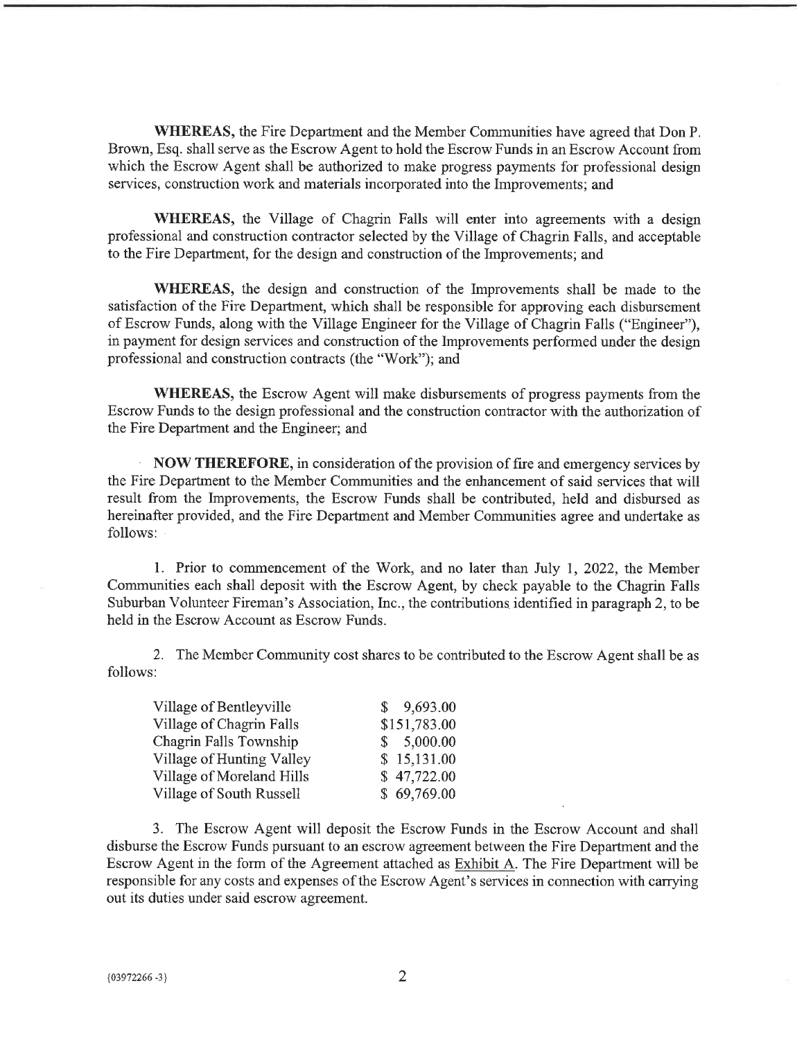**WHEREAS,** the Fire Department and the Member Communities have agreed that Don P. Brown, Esq. shall serve as the Escrow Agent to hold the Escrow Funds in an Escrow Account from which the Escrow Agent shall be authorized to make progress payments for professional design services, construction work and materials incorporated into the Improvements; and

**WHEREAS,** the Village of Chagrin Falls will enter into agreements with a design professional and construction contractor selected by the Village of Chagrin Falls, and acceptable to the Fire Department, for the design and construction of the Improvements; and

**WHEREAS,** the design and construction of the Improvements shall be made to the satisfaction of the Fire Department, which shall be responsible for approving each disbursement of Escrow Funds, along with the Village Engineer for the Village of Chagrin Falls ("Engineer"), in payment for design services and construction of the Improvements performed under the design professional and construction contracts (the "Work"); and

**WHEREAS,** the Escrow Agent will make disbursements of progress payments from the Escrow Funds to the design professional and the construction contractor with the authorization of the Fire Department and the Engineer; and

**NOW THEREFORE,** in consideration of the provision of fire and emergency services by the Fire Department to the Member Communities and the enhancement of said services that will result from the Improvements, the Escrow Funds shall be contributed, held and disbursed as hereinafter provided, and the Fire Department and Member Communities agree and undertake as follows:

1. Prior to commencement of the Work, and no later than July 1, 2022, the Member Communities each shall deposit with the Escrow Agent, by check payable to the Chagrin Falls Suburban Volunteer Fireman's Association, Inc., the contributions identified in paragraph 2, to be held in the Escrow Account as Escrow Funds.

2. The Member Community cost shares to be contributed to the Escrow Agent shall be as follows:

| | |
|---|---|
| Village of Bentleyville | $ 9,693.00 |
| Village of Chagrin Falls | $151,783.00 |
| Chagrin Falls Township | $ 5,000.00 |
| Village of Hunting Valley | $ 15,131.00 |
| Village of Moreland Hills | $ 47,722.00 |
| Village of South Russell | $ 69,769.00 |

3. The Escrow Agent will deposit the Escrow Funds in the Escrow Account and shall disburse the Escrow Funds pursuant to an escrow agreement between the Fire Department and the Escrow Agent in the form of the Agreement attached as Exhibit A. The Fire Department will be responsible for any costs and expenses of the Escrow Agent's services in connection with carrying out its duties under said escrow agreement.

{03972266 -3}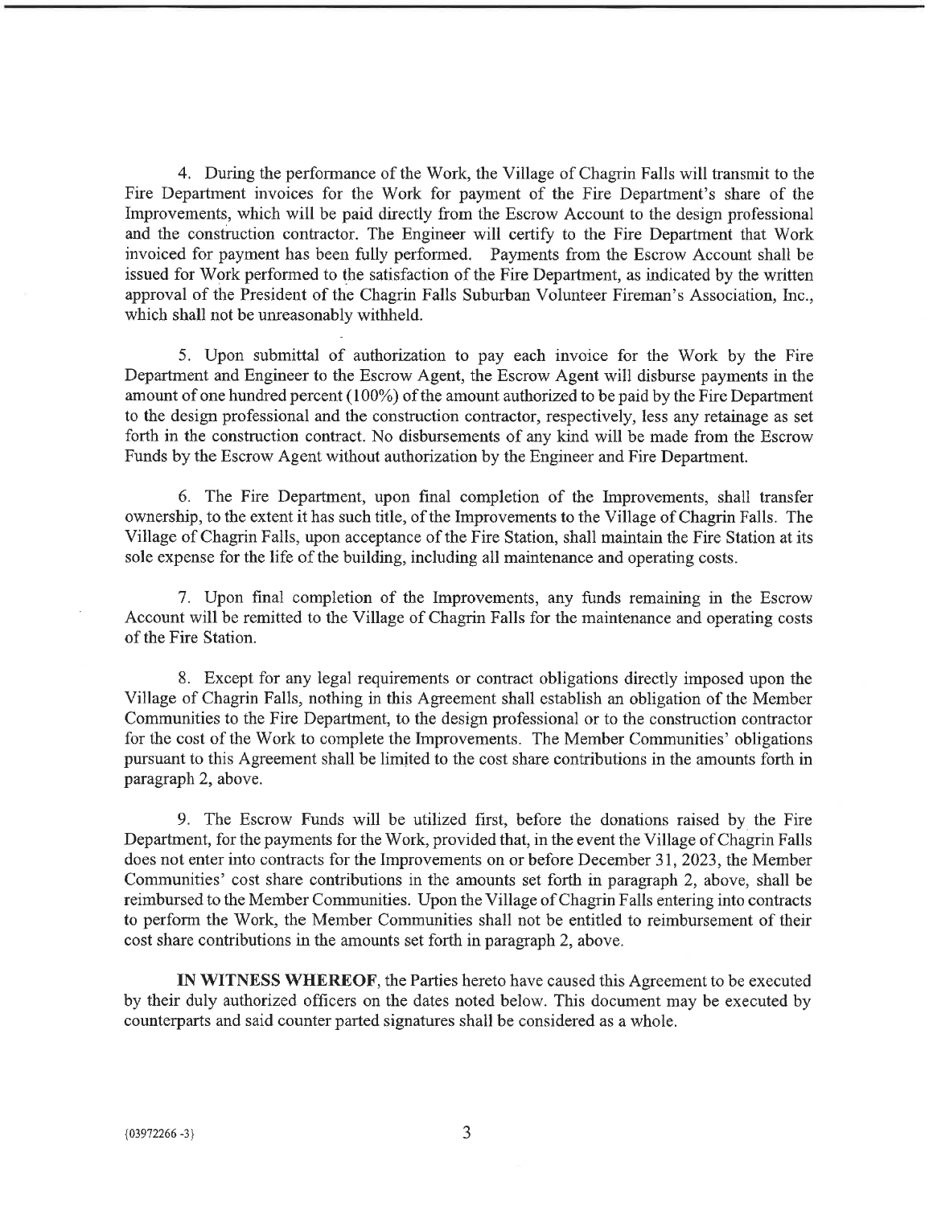4. During the performance of the Work, the Village of Chagrin Falls will transmit to the Fire Department invoices for the Work for payment of the Fire Department's share of the Improvements, which will be paid directly from the Escrow Account to the design professional and the construction contractor. The Engineer will certify to the Fire Department that Work invoiced for payment has been fully performed. Payments from the Escrow Account shall be issued for Work performed to the satisfaction of the Fire Department, as indicated by the written approval of the President of the Chagrin Falls Suburban Volunteer Fireman's Association, Inc., which shall not be unreasonably withheld.

5. Upon submittal of authorization to pay each invoice for the Work by the Fire Department and Engineer to the Escrow Agent, the Escrow Agent will disburse payments in the amount of one hundred percent (100%) of the amount authorized to be paid by the Fire Department to the design professional and the construction contractor, respectively, less any retainage as set forth in the construction contract. No disbursements of any kind will be made from the Escrow Funds by the Escrow Agent without authorization by the Engineer and Fire Department.

6. The Fire Department, upon final completion of the Improvements, shall transfer ownership, to the extent it has such title, of the Improvements to the Village of Chagrin Falls. The Village of Chagrin Falls, upon acceptance of the Fire Station, shall maintain the Fire Station at its sole expense for the life of the building, including all maintenance and operating costs.

7. Upon final completion of the Improvements, any funds remaining in the Escrow Account will be remitted to the Village of Chagrin Falls for the maintenance and operating costs of the Fire Station.

8. Except for any legal requirements or contract obligations directly imposed upon the Village of Chagrin Falls, nothing in this Agreement shall establish an obligation of the Member Communities to the Fire Department, to the design professional or to the construction contractor for the cost of the Work to complete the Improvements. The Member Communities' obligations pursuant to this Agreement shall be limited to the cost share contributions in the amounts forth in paragraph 2, above.

9. The Escrow Funds will be utilized first, before the donations raised by the Fire Department, for the payments for the Work, provided that, in the event the Village of Chagrin Falls does not enter into contracts for the Improvements on or before December 31, 2023, the Member Communities' cost share contributions in the amounts set forth in paragraph 2, above, shall be reimbursed to the Member Communities. Upon the Village of Chagrin Falls entering into contracts to perform the Work, the Member Communities shall not be entitled to reimbursement of their cost share contributions in the amounts set forth in paragraph 2, above.

**IN WITNESS WHEREOF**, the Parties hereto have caused this Agreement to be executed by their duly authorized officers on the dates noted below. This document may be executed by counterparts and said counter parted signatures shall be considered as a whole.

{03972266 -3}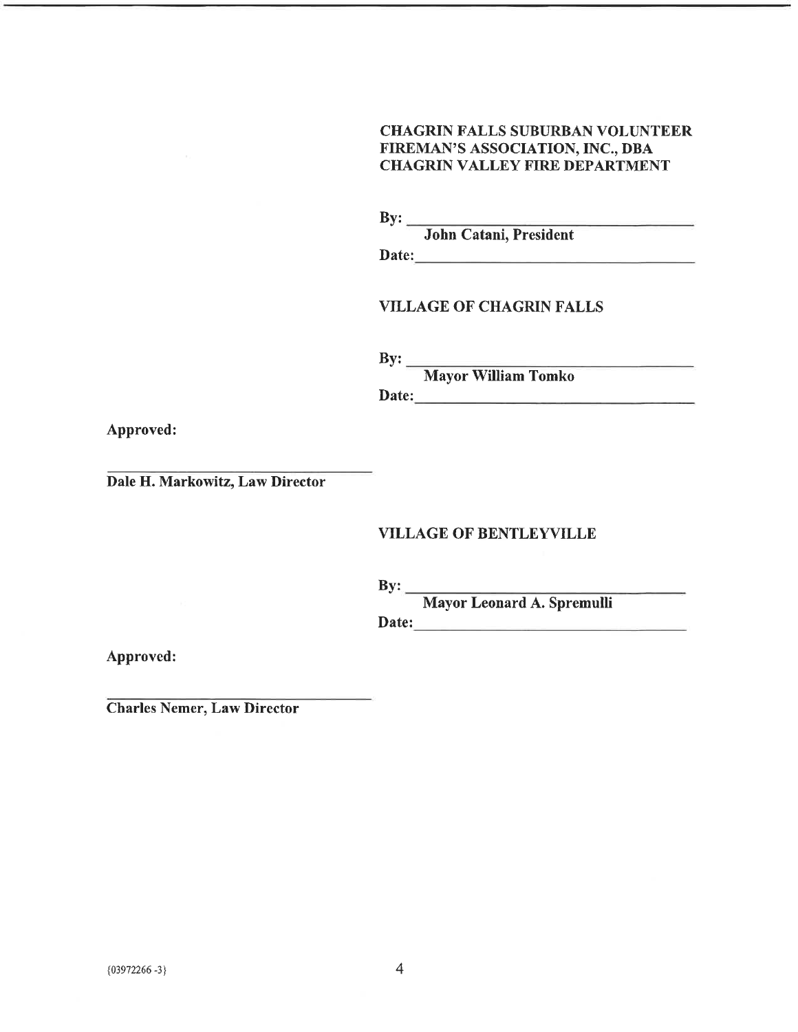**CHAGRIN FALLS SUBURBAN VOLUNTEER FIREMAN'S ASSOCIATION, INC., DBA CHAGRIN VALLEY FIRE DEPARTMENT**

**By:** ______________________________
**John Catani, President**

**Date:** ______________________________

**VILLAGE OF CHAGRIN FALLS**

**By:** ______________________________
**Mayor William Tomko**

**Date:** ______________________________

**Approved:**

______________________________
**Dale H. Markowitz, Law Director**

**VILLAGE OF BENTLEYVILLE**

**By:** ______________________________
**Mayor Leonard A. Spremulli**

**Date:** ______________________________

**Approved:**

______________________________
**Charles Nemer, Law Director**

{03972266 -3}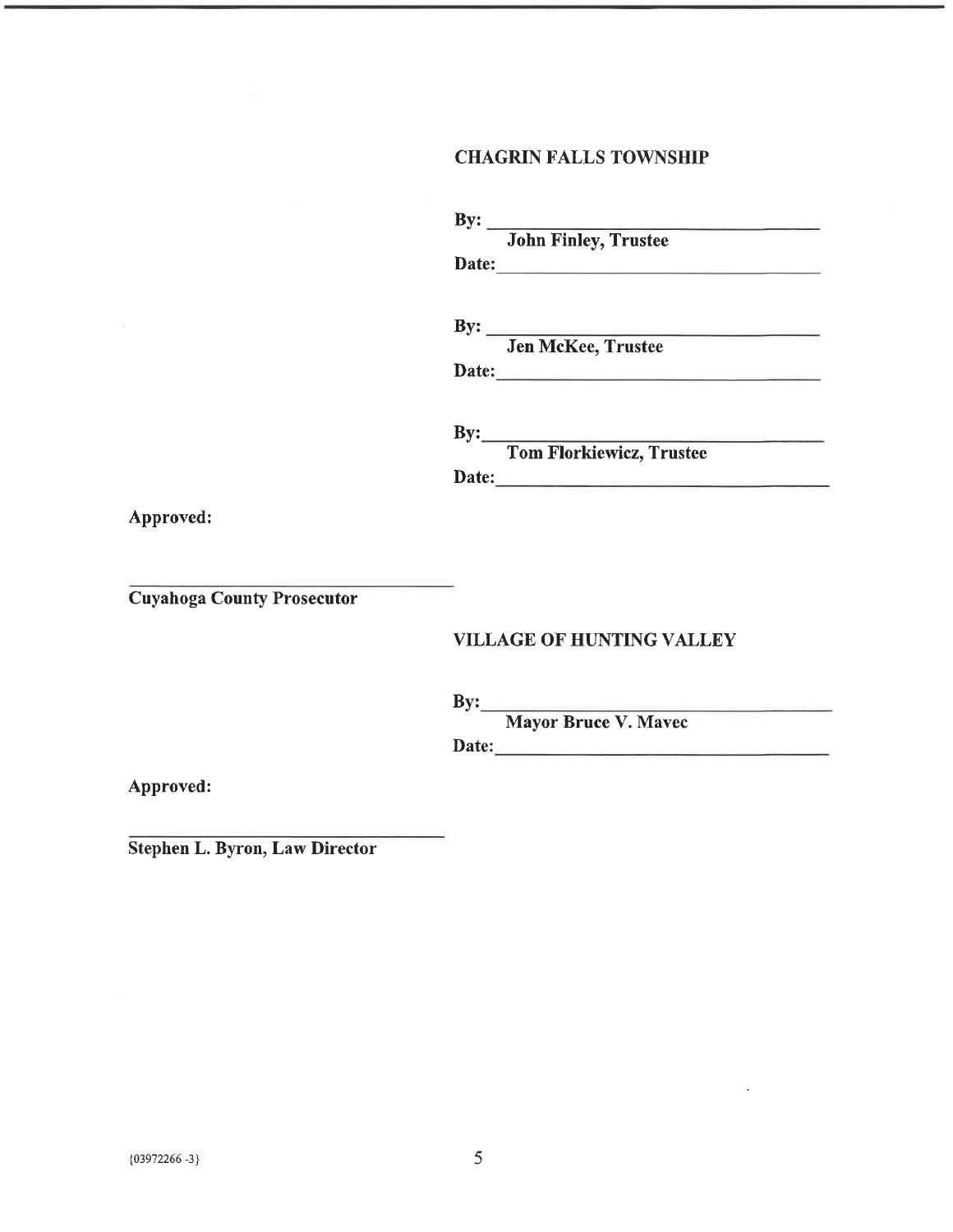**CHAGRIN FALLS TOWNSHIP**

**By:** ______________________________
**John Finley, Trustee**
**Date:** ______________________________

**By:** ______________________________
**Jen McKee, Trustee**
**Date:** ______________________________

**By:** ______________________________
**Tom Florkiewicz, Trustee**
**Date:** ______________________________

**Approved:**

______________________________
**Cuyahoga County Prosecutor**

**VILLAGE OF HUNTING VALLEY**

**By:** ______________________________
**Mayor Bruce V. Mavec**
**Date:** ______________________________

**Approved:**

______________________________
**Stephen L. Byron, Law Director**

{03972266 -3}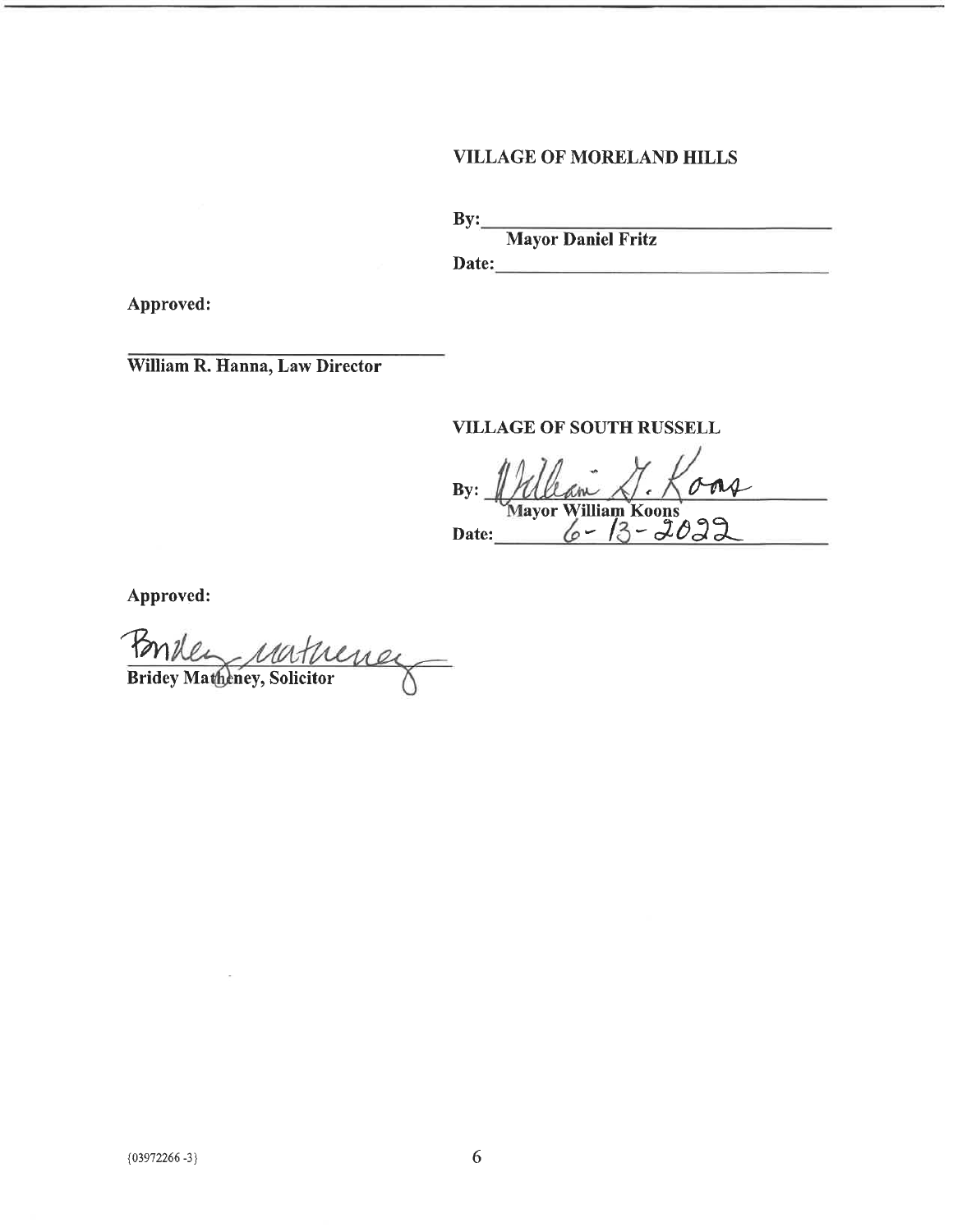**VILLAGE OF MORELAND HILLS**

By:\_\_\_\_\_\_\_\_\_\_\_\_\_\_\_\_\_\_\_\_\_\_\_\_\_\_\_\_\_\_
**Mayor Daniel Fritz**

Date:\_\_\_\_\_\_\_\_\_\_\_\_\_\_\_\_\_\_\_\_\_\_\_\_\_\_\_\_\_\_

**Approved:**

\_\_\_\_\_\_\_\_\_\_\_\_\_\_\_\_\_\_\_\_\_\_\_\_\_\_\_\_\_\_
**William R. Hanna, Law Director**

**VILLAGE OF SOUTH RUSSELL**

By: William G. Koons
**Mayor William Koons**

Date: 6-13-2022

**Approved:**

Bridey Matheney
**Bridey Matheney, Solicitor**

{03972266 -3}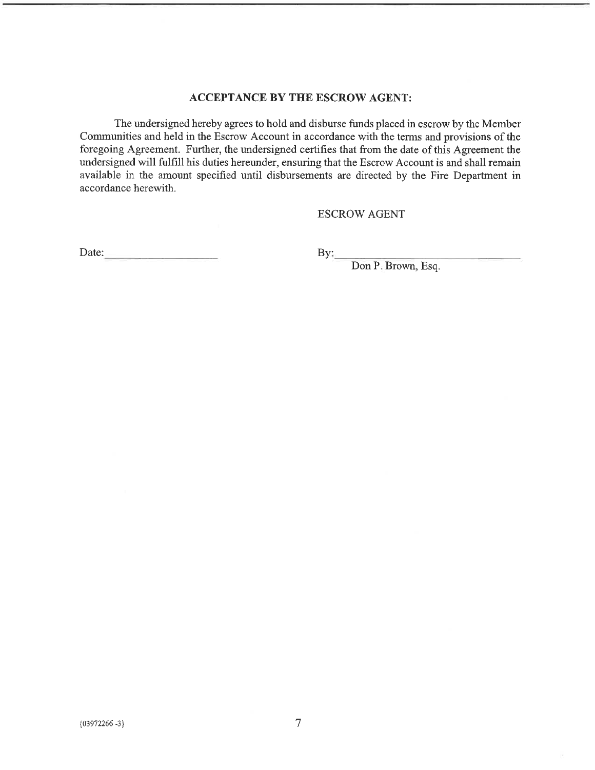## ACCEPTANCE BY THE ESCROW AGENT:

The undersigned hereby agrees to hold and disburse funds placed in escrow by the Member Communities and held in the Escrow Account in accordance with the terms and provisions of the foregoing Agreement. Further, the undersigned certifies that from the date of this Agreement the undersigned will fulfill his duties hereunder, ensuring that the Escrow Account is and shall remain available in the amount specified until disbursements are directed by the Fire Department in accordance herewith.

ESCROW AGENT

Date: ____________________

By: ______________________________

Don P. Brown, Esq.

{03972266 -3}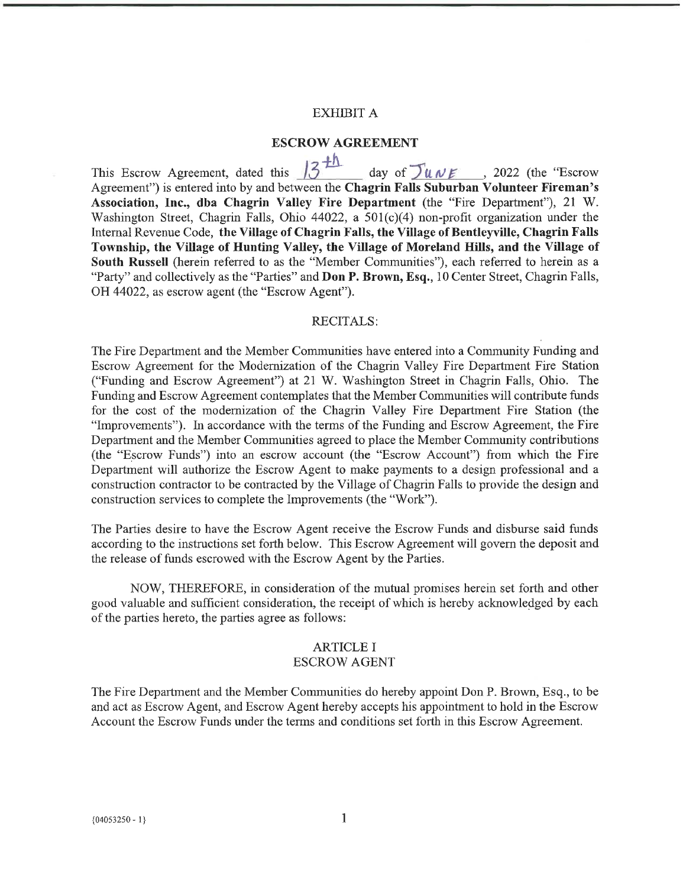EXHIBIT A

## ESCROW AGREEMENT

This Escrow Agreement, dated this 13th day of June, 2022 (the "Escrow Agreement") is entered into by and between the **Chagrin Falls Suburban Volunteer Fireman's Association, Inc., dba Chagrin Valley Fire Department** (the "Fire Department"), 21 W. Washington Street, Chagrin Falls, Ohio 44022, a 501(c)(4) non-profit organization under the Internal Revenue Code, **the Village of Chagrin Falls, the Village of Bentleyville, Chagrin Falls Township, the Village of Hunting Valley, the Village of Moreland Hills, and the Village of South Russell** (herein referred to as the "Member Communities"), each referred to herein as a "Party" and collectively as the "Parties" and **Don P. Brown, Esq.**, 10 Center Street, Chagrin Falls, OH 44022, as escrow agent (the "Escrow Agent").

RECITALS:

The Fire Department and the Member Communities have entered into a Community Funding and Escrow Agreement for the Modernization of the Chagrin Valley Fire Department Fire Station ("Funding and Escrow Agreement") at 21 W. Washington Street in Chagrin Falls, Ohio. The Funding and Escrow Agreement contemplates that the Member Communities will contribute funds for the cost of the modernization of the Chagrin Valley Fire Department Fire Station (the "Improvements"). In accordance with the terms of the Funding and Escrow Agreement, the Fire Department and the Member Communities agreed to place the Member Community contributions (the "Escrow Funds") into an escrow account (the "Escrow Account") from which the Fire Department will authorize the Escrow Agent to make payments to a design professional and a construction contractor to be contracted by the Village of Chagrin Falls to provide the design and construction services to complete the Improvements (the "Work").

The Parties desire to have the Escrow Agent receive the Escrow Funds and disburse said funds according to the instructions set forth below. This Escrow Agreement will govern the deposit and the release of funds escrowed with the Escrow Agent by the Parties.

NOW, THEREFORE, in consideration of the mutual promises herein set forth and other good valuable and sufficient consideration, the receipt of which is hereby acknowledged by each of the parties hereto, the parties agree as follows:

ARTICLE I
ESCROW AGENT

The Fire Department and the Member Communities do hereby appoint Don P. Brown, Esq., to be and act as Escrow Agent, and Escrow Agent hereby accepts his appointment to hold in the Escrow Account the Escrow Funds under the terms and conditions set forth in this Escrow Agreement.

{04053250 - 1}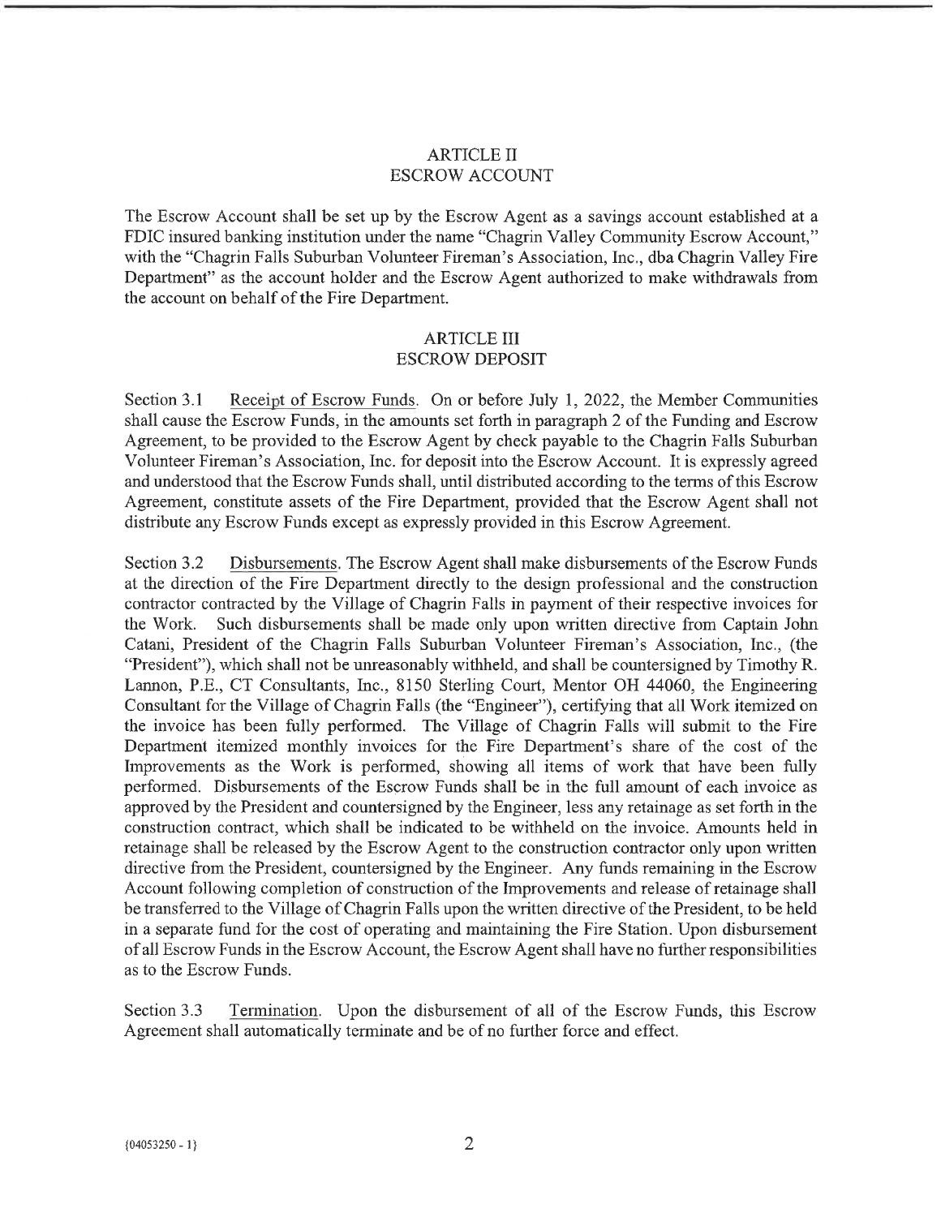## ARTICLE II
## ESCROW ACCOUNT

The Escrow Account shall be set up by the Escrow Agent as a savings account established at a FDIC insured banking institution under the name "Chagrin Valley Community Escrow Account," with the "Chagrin Falls Suburban Volunteer Fireman's Association, Inc., dba Chagrin Valley Fire Department" as the account holder and the Escrow Agent authorized to make withdrawals from the account on behalf of the Fire Department.

## ARTICLE III
## ESCROW DEPOSIT

Section 3.1 <u>Receipt of Escrow Funds</u>. On or before July 1, 2022, the Member Communities shall cause the Escrow Funds, in the amounts set forth in paragraph 2 of the Funding and Escrow Agreement, to be provided to the Escrow Agent by check payable to the Chagrin Falls Suburban Volunteer Fireman's Association, Inc. for deposit into the Escrow Account. It is expressly agreed and understood that the Escrow Funds shall, until distributed according to the terms of this Escrow Agreement, constitute assets of the Fire Department, provided that the Escrow Agent shall not distribute any Escrow Funds except as expressly provided in this Escrow Agreement.

Section 3.2 <u>Disbursements</u>. The Escrow Agent shall make disbursements of the Escrow Funds at the direction of the Fire Department directly to the design professional and the construction contractor contracted by the Village of Chagrin Falls in payment of their respective invoices for the Work. Such disbursements shall be made only upon written directive from Captain John Catani, President of the Chagrin Falls Suburban Volunteer Fireman's Association, Inc., (the "President"), which shall not be unreasonably withheld, and shall be countersigned by Timothy R. Lannon, P.E., CT Consultants, Inc., 8150 Sterling Court, Mentor OH 44060, the Engineering Consultant for the Village of Chagrin Falls (the "Engineer"), certifying that all Work itemized on the invoice has been fully performed. The Village of Chagrin Falls will submit to the Fire Department itemized monthly invoices for the Fire Department's share of the cost of the Improvements as the Work is performed, showing all items of work that have been fully performed. Disbursements of the Escrow Funds shall be in the full amount of each invoice as approved by the President and countersigned by the Engineer, less any retainage as set forth in the construction contract, which shall be indicated to be withheld on the invoice. Amounts held in retainage shall be released by the Escrow Agent to the construction contractor only upon written directive from the President, countersigned by the Engineer. Any funds remaining in the Escrow Account following completion of construction of the Improvements and release of retainage shall be transferred to the Village of Chagrin Falls upon the written directive of the President, to be held in a separate fund for the cost of operating and maintaining the Fire Station. Upon disbursement of all Escrow Funds in the Escrow Account, the Escrow Agent shall have no further responsibilities as to the Escrow Funds.

Section 3.3 <u>Termination</u>. Upon the disbursement of all of the Escrow Funds, this Escrow Agreement shall automatically terminate and be of no further force and effect.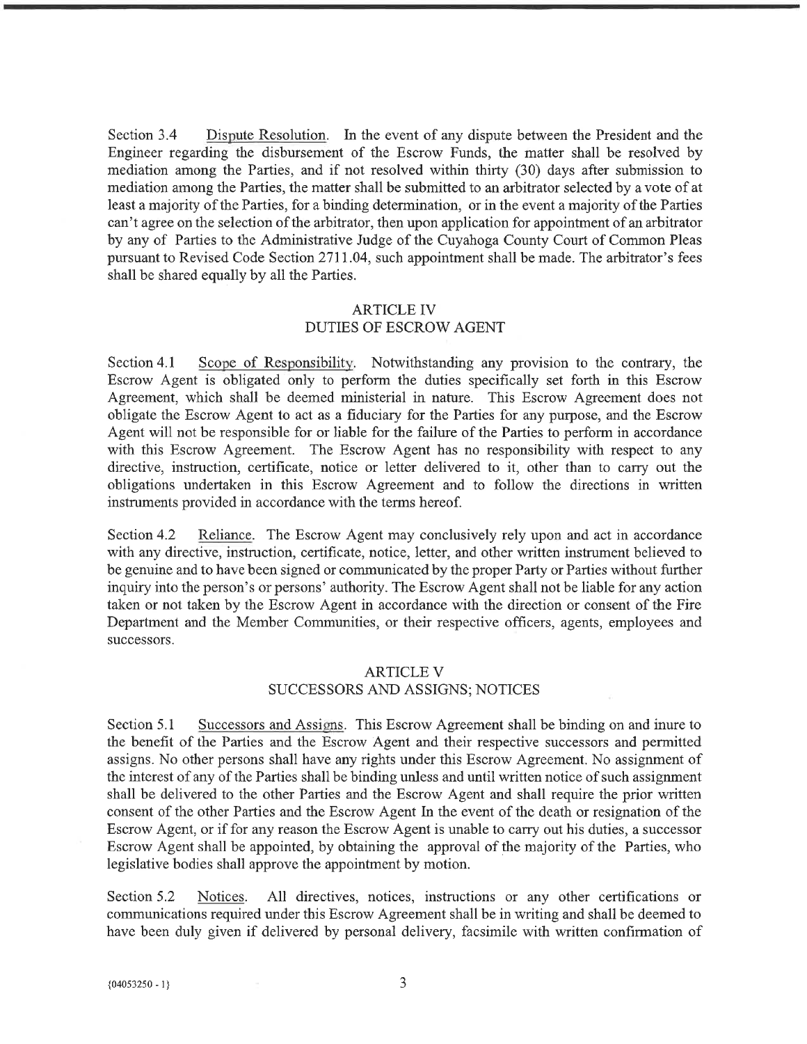Section 3.4 Dispute Resolution. In the event of any dispute between the President and the Engineer regarding the disbursement of the Escrow Funds, the matter shall be resolved by mediation among the Parties, and if not resolved within thirty (30) days after submission to mediation among the Parties, the matter shall be submitted to an arbitrator selected by a vote of at least a majority of the Parties, for a binding determination, or in the event a majority of the Parties can't agree on the selection of the arbitrator, then upon application for appointment of an arbitrator by any of Parties to the Administrative Judge of the Cuyahoga County Court of Common Pleas pursuant to Revised Code Section 2711.04, such appointment shall be made. The arbitrator's fees shall be shared equally by all the Parties.

## ARTICLE IV
## DUTIES OF ESCROW AGENT

Section 4.1 Scope of Responsibility. Notwithstanding any provision to the contrary, the Escrow Agent is obligated only to perform the duties specifically set forth in this Escrow Agreement, which shall be deemed ministerial in nature. This Escrow Agreement does not obligate the Escrow Agent to act as a fiduciary for the Parties for any purpose, and the Escrow Agent will not be responsible for or liable for the failure of the Parties to perform in accordance with this Escrow Agreement. The Escrow Agent has no responsibility with respect to any directive, instruction, certificate, notice or letter delivered to it, other than to carry out the obligations undertaken in this Escrow Agreement and to follow the directions in written instruments provided in accordance with the terms hereof.

Section 4.2 Reliance. The Escrow Agent may conclusively rely upon and act in accordance with any directive, instruction, certificate, notice, letter, and other written instrument believed to be genuine and to have been signed or communicated by the proper Party or Parties without further inquiry into the person's or persons' authority. The Escrow Agent shall not be liable for any action taken or not taken by the Escrow Agent in accordance with the direction or consent of the Fire Department and the Member Communities, or their respective officers, agents, employees and successors.

## ARTICLE V
## SUCCESSORS AND ASSIGNS; NOTICES

Section 5.1 Successors and Assigns. This Escrow Agreement shall be binding on and inure to the benefit of the Parties and the Escrow Agent and their respective successors and permitted assigns. No other persons shall have any rights under this Escrow Agreement. No assignment of the interest of any of the Parties shall be binding unless and until written notice of such assignment shall be delivered to the other Parties and the Escrow Agent and shall require the prior written consent of the other Parties and the Escrow Agent In the event of the death or resignation of the Escrow Agent, or if for any reason the Escrow Agent is unable to carry out his duties, a successor Escrow Agent shall be appointed, by obtaining the approval of the majority of the Parties, who legislative bodies shall approve the appointment by motion.

Section 5.2 Notices. All directives, notices, instructions or any other certifications or communications required under this Escrow Agreement shall be in writing and shall be deemed to have been duly given if delivered by personal delivery, facsimile with written confirmation of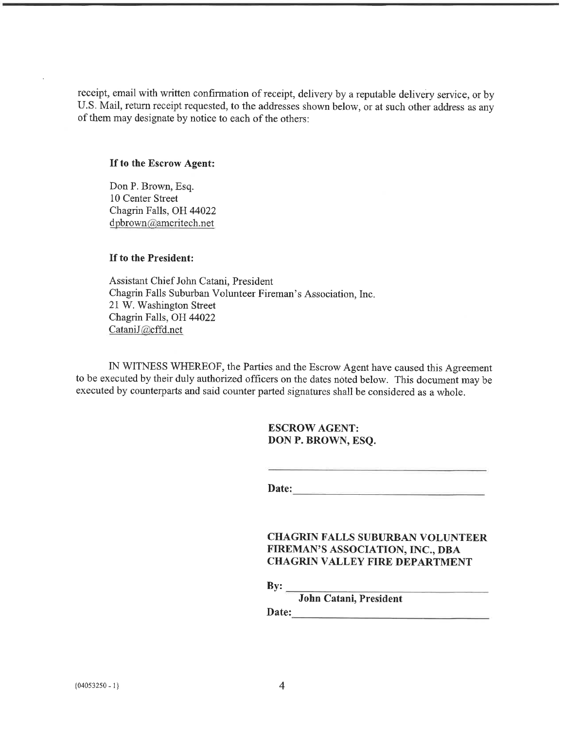receipt, email with written confirmation of receipt, delivery by a reputable delivery service, or by U.S. Mail, return receipt requested, to the addresses shown below, or at such other address as any of them may designate by notice to each of the others:

**If to the Escrow Agent:**

Don P. Brown, Esq.
10 Center Street
Chagrin Falls, OH 44022
dpbrown@ameritech.net

**If to the President:**

Assistant Chief John Catani, President
Chagrin Falls Suburban Volunteer Fireman's Association, Inc.
21 W. Washington Street
Chagrin Falls, OH 44022
CataniJ@cffd.net

IN WITNESS WHEREOF, the Parties and the Escrow Agent have caused this Agreement to be executed by their duly authorized officers on the dates noted below. This document may be executed by counterparts and said counter parted signatures shall be considered as a whole.

**ESCROW AGENT:**
**DON P. BROWN, ESQ.**

\_\_\_\_\_\_\_\_\_\_\_\_\_\_\_\_\_\_\_\_\_\_\_\_\_\_\_\_\_\_\_\_

**Date:** \_\_\_\_\_\_\_\_\_\_\_\_\_\_\_\_\_\_\_\_\_\_\_\_\_\_\_\_

**CHAGRIN FALLS SUBURBAN VOLUNTEER FIREMAN'S ASSOCIATION, INC., DBA CHAGRIN VALLEY FIRE DEPARTMENT**

**By:** \_\_\_\_\_\_\_\_\_\_\_\_\_\_\_\_\_\_\_\_\_\_\_\_\_\_\_\_
**John Catani, President**

**Date:** \_\_\_\_\_\_\_\_\_\_\_\_\_\_\_\_\_\_\_\_\_\_\_\_\_\_\_\_

{04053250 - 1}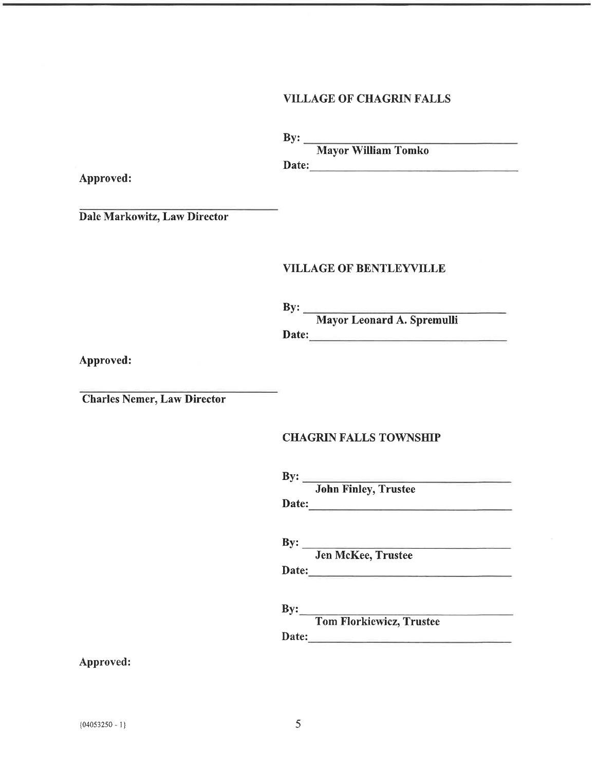**VILLAGE OF CHAGRIN FALLS**

**By:** ______________________________
**Mayor William Tomko**
**Date:** ______________________________

**Approved:**

______________________________
**Dale Markowitz, Law Director**

**VILLAGE OF BENTLEYVILLE**

**By:** ______________________________
**Mayor Leonard A. Spremulli**
**Date:** ______________________________

**Approved:**

______________________________
**Charles Nemer, Law Director**

**CHAGRIN FALLS TOWNSHIP**

**By:** ______________________________
**John Finley, Trustee**
**Date:** ______________________________

**By:** ______________________________
**Jen McKee, Trustee**
**Date:** ______________________________

**By:** ______________________________
**Tom Florkiewicz, Trustee**
**Date:** ______________________________

**Approved:**

{04053250 - 1}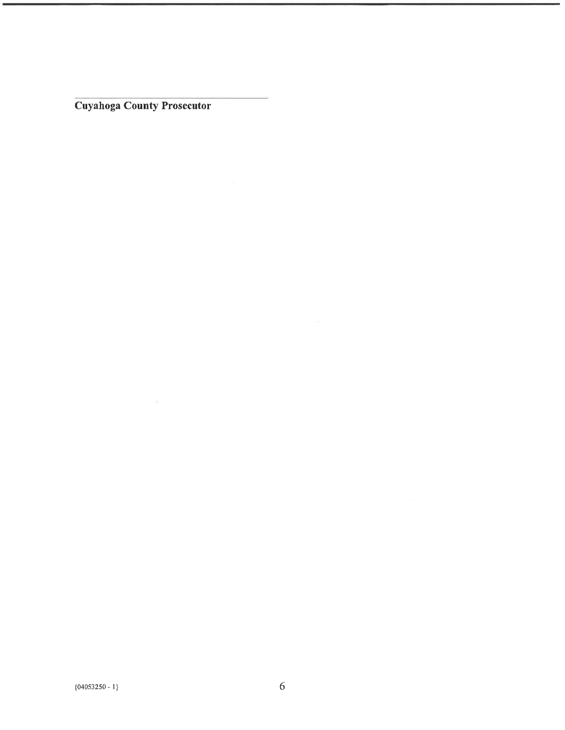______________________________

**Cuyahoga County Prosecutor**

{04053250 - 1}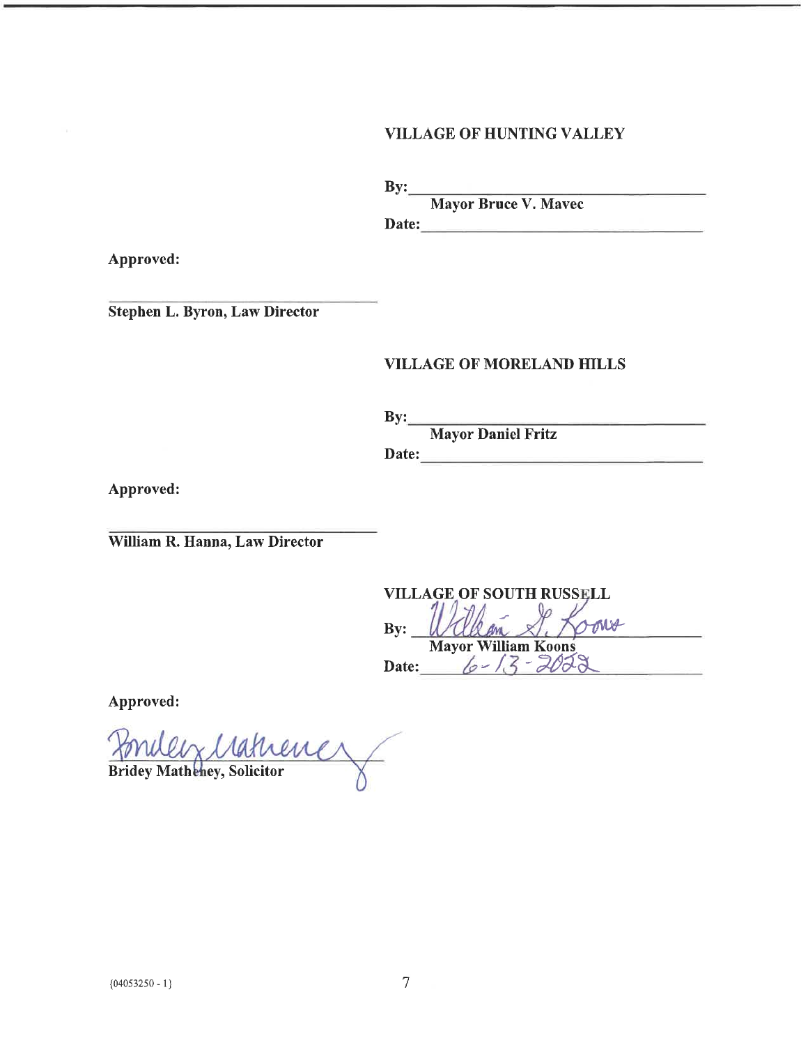**VILLAGE OF HUNTING VALLEY**

**By:** ______________________________
**Mayor Bruce V. Mavec**

**Date:** ______________________________

**Approved:**

______________________________
**Stephen L. Byron, Law Director**

**VILLAGE OF MORELAND HILLS**

**By:** ______________________________
**Mayor Daniel Fritz**

**Date:** ______________________________

**Approved:**

______________________________
**William R. Hanna, Law Director**

**VILLAGE OF SOUTH RUSSELL**

**By:** William G. Koons
**Mayor William Koons**

**Date:** 6-13-2022

**Approved:**

Bridey Matheney
**Bridey Matheney, Solicitor**

{04053250 - 1}